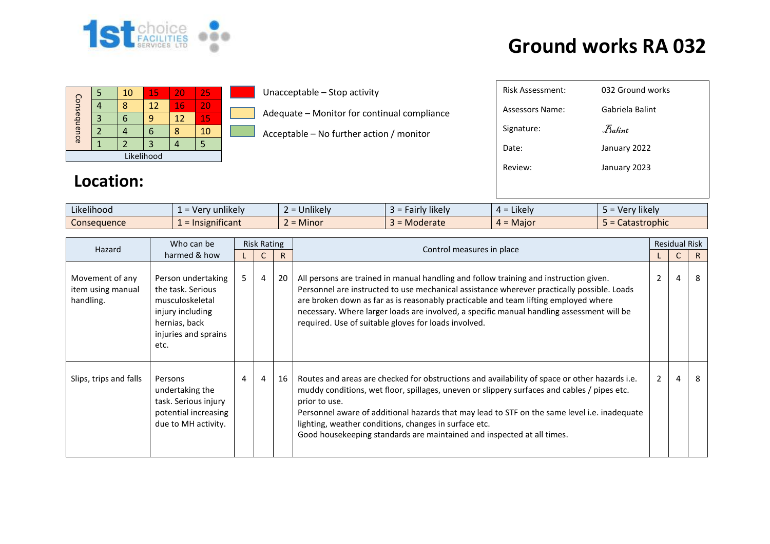1st choice FACILITIES SERVICES LTD

# Ground works RA 032

| Consequence | | | | | |
|---|---|---|---|---|---|
| 5 | 5 | 10 | 15 | 20 | 25 |
| 4 | 4 | 8 | 12 | 16 | 20 |
| 3 | 3 | 6 | 9 | 12 | 15 |
| 2 | 2 | 4 | 6 | 8 | 10 |
| 1 | 1 | 2 | 3 | 4 | 5 |
| | Likelihood | | | | |

- Unacceptable – Stop activity
- Adequate – Monitor for continual compliance
- Acceptable – No further action / monitor

| | |
|---|---|
| Risk Assessment: | 032 Ground works |
| Assessors Name: | Gabriela Balint |
| Signature: | Balint |
| Date: | January 2022 |
| Review: | January 2023 |

## Location:

| Likelihood | 1 = Very unlikely | 2 = Unlikely | 3 = Fairly likely | 4 = Likely | 5 = Very likely |
|---|---|---|---|---|---|
| Consequence | 1 = Insignificant | 2 = Minor | 3 = Moderate | 4 = Major | 5 = Catastrophic |

| Hazard | Who can be harmed & how | Risk Rating L | C | R | Control measures in place | Residual Risk L | C | R |
|---|---|---|---|---|---|---|---|---|
| Movement of any item using manual handling. | Person undertaking the task. Serious musculoskeletal injury including hernias, back injuries and sprains etc. | 5 | 4 | 20 | All persons are trained in manual handling and follow training and instruction given. Personnel are instructed to use mechanical assistance wherever practically possible. Loads are broken down as far as is reasonably practicable and team lifting employed where necessary. Where larger loads are involved, a specific manual handling assessment will be required. Use of suitable gloves for loads involved. | 2 | 4 | 8 |
| Slips, trips and falls | Persons undertaking the task. Serious injury potential increasing due to MH activity. | 4 | 4 | 16 | Routes and areas are checked for obstructions and availability of space or other hazards i.e. muddy conditions, wet floor, spillages, uneven or slippery surfaces and cables / pipes etc. prior to use.<br>Personnel aware of additional hazards that may lead to STF on the same level i.e. inadequate lighting, weather conditions, changes in surface etc.<br>Good housekeeping standards are maintained and inspected at all times. | 2 | 4 | 8 |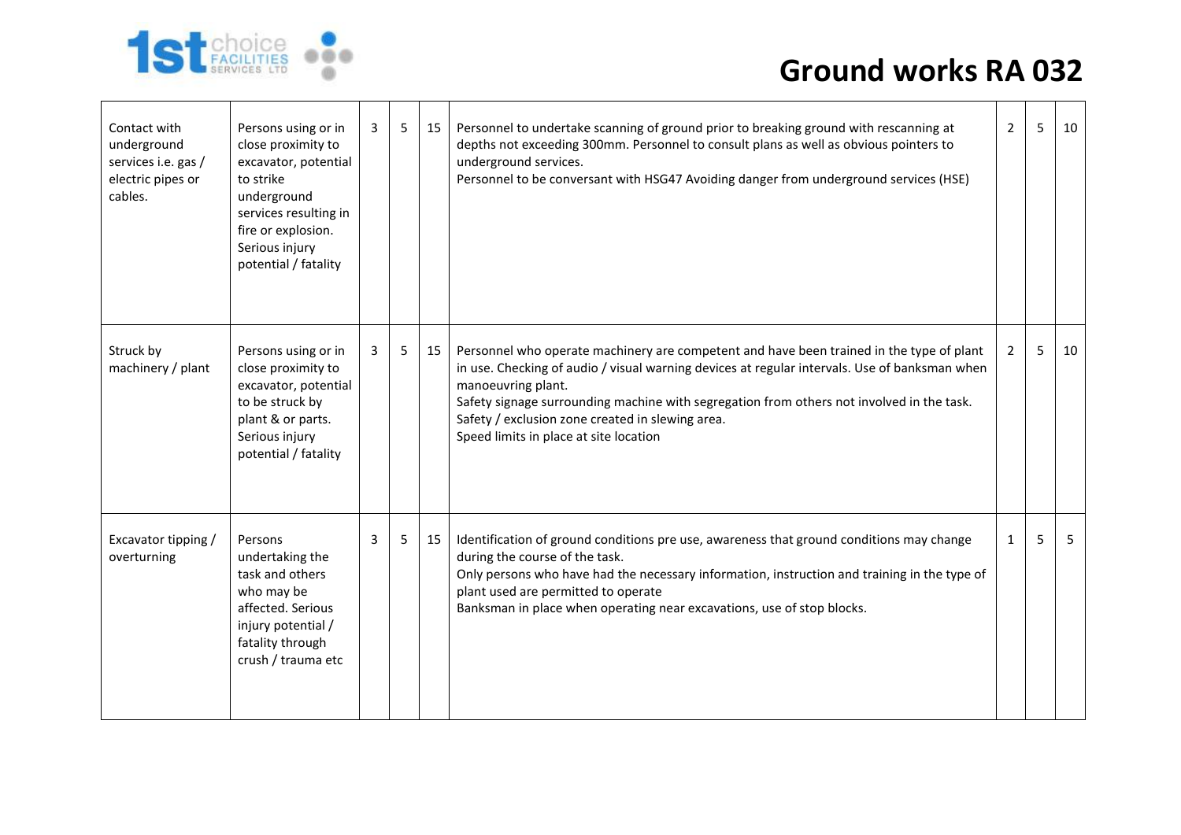# Ground works RA 032

| | | | | | | | | |
|---|---|---|---|---|---|---|---|---|
| Contact with underground services i.e. gas / electric pipes or cables. | Persons using or in close proximity to excavator, potential to strike underground services resulting in fire or explosion. Serious injury potential / fatality | 3 | 5 | 15 | Personnel to undertake scanning of ground prior to breaking ground with rescanning at depths not exceeding 300mm. Personnel to consult plans as well as obvious pointers to underground services.<br>Personnel to be conversant with HSG47 Avoiding danger from underground services (HSE) | 2 | 5 | 10 |
| Struck by machinery / plant | Persons using or in close proximity to excavator, potential to be struck by plant & or parts. Serious injury potential / fatality | 3 | 5 | 15 | Personnel who operate machinery are competent and have been trained in the type of plant in use. Checking of audio / visual warning devices at regular intervals. Use of banksman when manoeuvring plant.<br>Safety signage surrounding machine with segregation from others not involved in the task.<br>Safety / exclusion zone created in slewing area.<br>Speed limits in place at site location | 2 | 5 | 10 |
| Excavator tipping / overturning | Persons undertaking the task and others who may be affected. Serious injury potential / fatality through crush / trauma etc | 3 | 5 | 15 | Identification of ground conditions pre use, awareness that ground conditions may change during the course of the task.<br>Only persons who have had the necessary information, instruction and training in the type of plant used are permitted to operate<br>Banksman in place when operating near excavations, use of stop blocks. | 1 | 5 | 5 |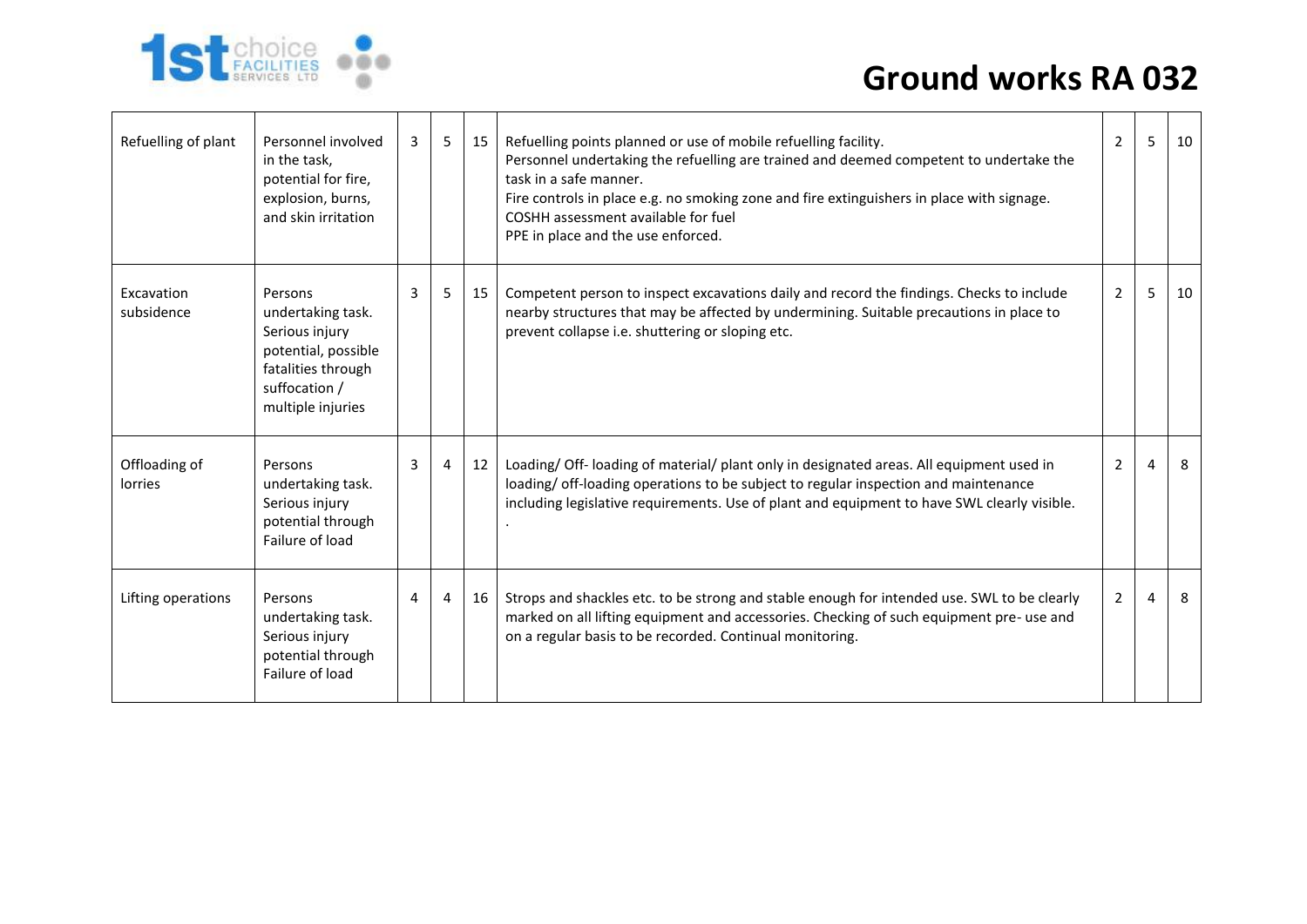# Ground works RA 032

| | | | | | | | | |
|---|---|---|---|---|---|---|---|---|
| Refuelling of plant | Personnel involved in the task, potential for fire, explosion, burns, and skin irritation | 3 | 5 | 15 | Refuelling points planned or use of mobile refuelling facility.<br>Personnel undertaking the refuelling are trained and deemed competent to undertake the task in a safe manner.<br>Fire controls in place e.g. no smoking zone and fire extinguishers in place with signage.<br>COSHH assessment available for fuel<br>PPE in place and the use enforced. | 2 | 5 | 10 |
| Excavation subsidence | Persons undertaking task. Serious injury potential, possible fatalities through suffocation / multiple injuries | 3 | 5 | 15 | Competent person to inspect excavations daily and record the findings. Checks to include nearby structures that may be affected by undermining. Suitable precautions in place to prevent collapse i.e. shuttering or sloping etc. | 2 | 5 | 10 |
| Offloading of lorries | Persons undertaking task. Serious injury potential through Failure of load | 3 | 4 | 12 | Loading/ Off- loading of material/ plant only in designated areas. All equipment used in loading/ off-loading operations to be subject to regular inspection and maintenance including legislative requirements. Use of plant and equipment to have SWL clearly visible.<br>. | 2 | 4 | 8 |
| Lifting operations | Persons undertaking task. Serious injury potential through Failure of load | 4 | 4 | 16 | Strops and shackles etc. to be strong and stable enough for intended use. SWL to be clearly marked on all lifting equipment and accessories. Checking of such equipment pre- use and on a regular basis to be recorded. Continual monitoring. | 2 | 4 | 8 |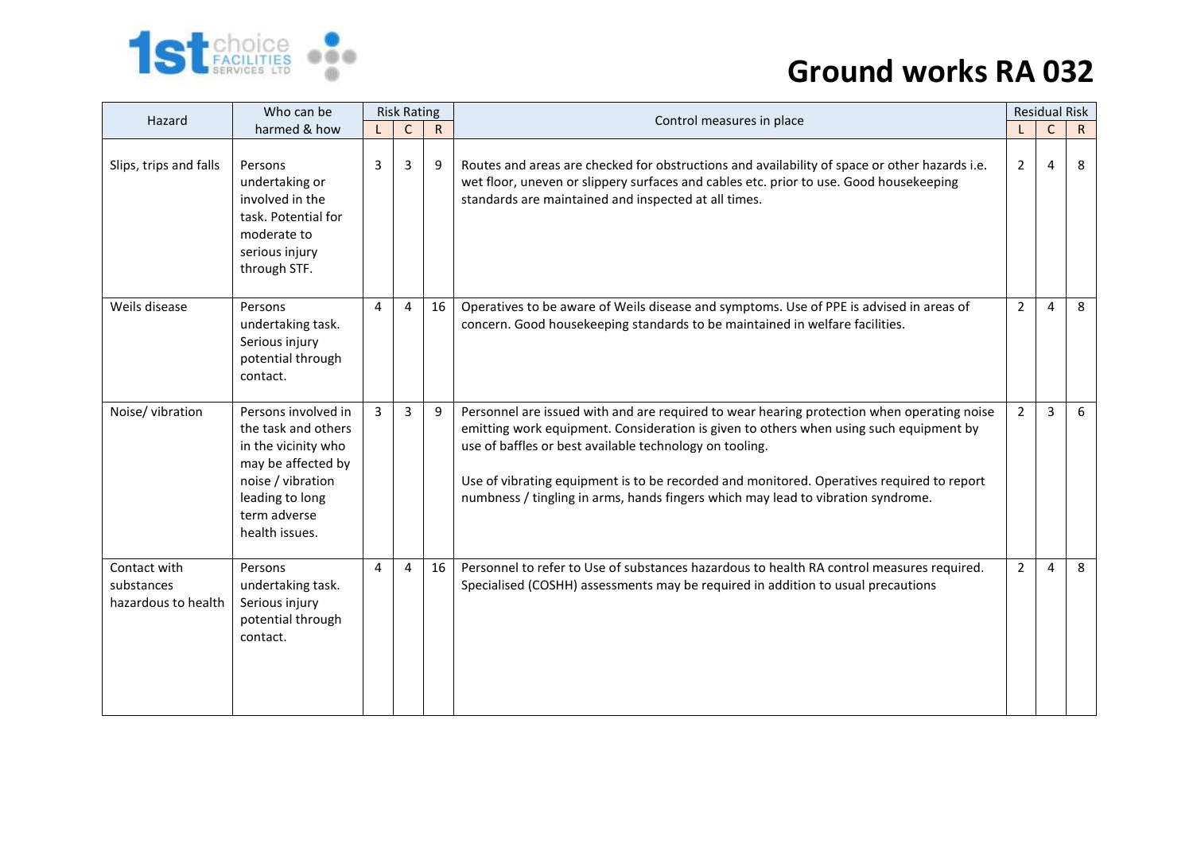# Ground works RA 032

| Hazard | Who can be harmed & how | Risk Rating | | | Control measures in place | Residual Risk | | |
|---|---|---|---|---|---|---|---|---|
| | | L | C | R | | L | C | R |
| Slips, trips and falls | Persons undertaking or involved in the task. Potential for moderate to serious injury through STF. | 3 | 3 | 9 | Routes and areas are checked for obstructions and availability of space or other hazards i.e. wet floor, uneven or slippery surfaces and cables etc. prior to use. Good housekeeping standards are maintained and inspected at all times. | 2 | 4 | 8 |
| Weils disease | Persons undertaking task. Serious injury potential through contact. | 4 | 4 | 16 | Operatives to be aware of Weils disease and symptoms. Use of PPE is advised in areas of concern. Good housekeeping standards to be maintained in welfare facilities. | 2 | 4 | 8 |
| Noise/ vibration | Persons involved in the task and others in the vicinity who may be affected by noise / vibration leading to long term adverse health issues. | 3 | 3 | 9 | Personnel are issued with and are required to wear hearing protection when operating noise emitting work equipment. Consideration is given to others when using such equipment by use of baffles or best available technology on tooling.<br><br>Use of vibrating equipment is to be recorded and monitored. Operatives required to report numbness / tingling in arms, hands fingers which may lead to vibration syndrome. | 2 | 3 | 6 |
| Contact with substances hazardous to health | Persons undertaking task. Serious injury potential through contact. | 4 | 4 | 16 | Personnel to refer to Use of substances hazardous to health RA control measures required. Specialised (COSHH) assessments may be required in addition to usual precautions | 2 | 4 | 8 |